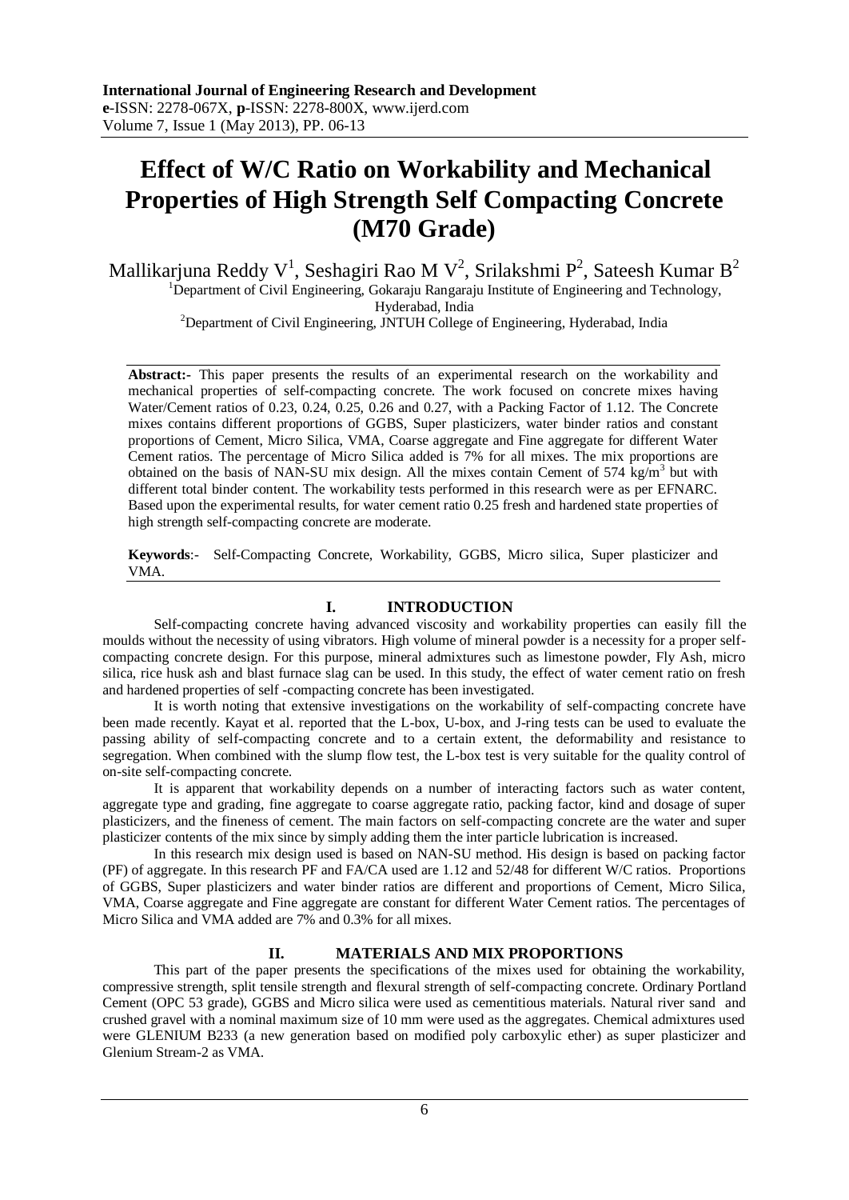# Effect of W/C Ratio on Workability and Mechanical Properties of High Strength Self Compacting Concrete (M70 Grade)

Mallikarjuna Reddy V[1], Seshagiri Rao M V[2], Srilakshmi P[2], Sateesh Kumar B[2]

[1]Department of Civil Engineering, Gokaraju Rangaraju Institute of Engineering and Technology, Hyderabad, India

[2]Department of Civil Engineering, JNTUH College of Engineering, Hyderabad, India

**Abstract:-** This paper presents the results of an experimental research on the workability and mechanical properties of self-compacting concrete. The work focused on concrete mixes having Water/Cement ratios of 0.23, 0.24, 0.25, 0.26 and 0.27, with a Packing Factor of 1.12. The Concrete mixes contains different proportions of GGBS, Super plasticizers, water binder ratios and constant proportions of Cement, Micro Silica, VMA, Coarse aggregate and Fine aggregate for different Water Cement ratios. The percentage of Micro Silica added is 7% for all mixes. The mix proportions are obtained on the basis of NAN-SU mix design. All the mixes contain Cement of 574 $kg/m^3$ but with different total binder content. The workability tests performed in this research were as per EFNARC. Based upon the experimental results, for water cement ratio 0.25 fresh and hardened state properties of high strength self-compacting concrete are moderate.

**Keywords**:- Self-Compacting Concrete, Workability, GGBS, Micro silica, Super plasticizer and VMA.

## I. INTRODUCTION

Self-compacting concrete having advanced viscosity and workability properties can easily fill the moulds without the necessity of using vibrators. High volume of mineral powder is a necessity for a proper self-compacting concrete design. For this purpose, mineral admixtures such as limestone powder, Fly Ash, micro silica, rice husk ash and blast furnace slag can be used. In this study, the effect of water cement ratio on fresh and hardened properties of self -compacting concrete has been investigated.

It is worth noting that extensive investigations on the workability of self-compacting concrete have been made recently. Kayat et al. reported that the L-box, U-box, and J-ring tests can be used to evaluate the passing ability of self-compacting concrete and to a certain extent, the deformability and resistance to segregation. When combined with the slump flow test, the L-box test is very suitable for the quality control of on-site self-compacting concrete.

It is apparent that workability depends on a number of interacting factors such as water content, aggregate type and grading, fine aggregate to coarse aggregate ratio, packing factor, kind and dosage of super plasticizers, and the fineness of cement. The main factors on self-compacting concrete are the water and super plasticizer contents of the mix since by simply adding them the inter particle lubrication is increased.

In this research mix design used is based on NAN-SU method. His design is based on packing factor (PF) of aggregate. In this research PF and FA/CA used are 1.12 and 52/48 for different W/C ratios. Proportions of GGBS, Super plasticizers and water binder ratios are different and proportions of Cement, Micro Silica, VMA, Coarse aggregate and Fine aggregate are constant for different Water Cement ratios. The percentages of Micro Silica and VMA added are 7% and 0.3% for all mixes.

## II. MATERIALS AND MIX PROPORTIONS

This part of the paper presents the specifications of the mixes used for obtaining the workability, compressive strength, split tensile strength and flexural strength of self-compacting concrete. Ordinary Portland Cement (OPC 53 grade), GGBS and Micro silica were used as cementitious materials. Natural river sand and crushed gravel with a nominal maximum size of 10 mm were used as the aggregates. Chemical admixtures used were GLENIUM B233 (a new generation based on modified poly carboxylic ether) as super plasticizer and Glenium Stream-2 as VMA.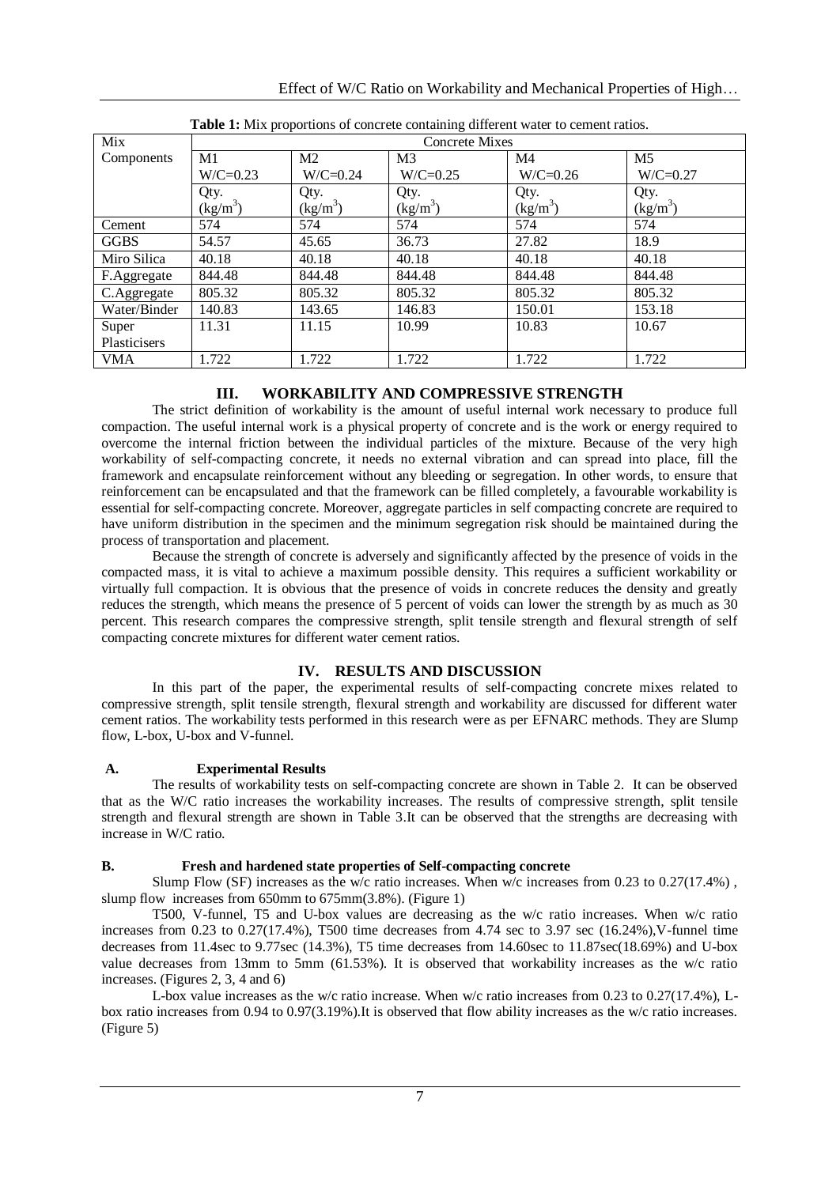**Table 1:** Mix proportions of concrete containing different water to cement ratios.

| Mix Components | Concrete Mixes | | | | |
|---|---|---|---|---|---|
| | M1 W/C=0.23 | M2 W/C=0.24 | M3 W/C=0.25 | M4 W/C=0.26 | M5 W/C=0.27 |
| | Qty. ($kg/m^3$) | Qty. ($kg/m^3$) | Qty. ($kg/m^3$) | Qty. ($kg/m^3$) | Qty. ($kg/m^3$) |
| Cement | 574 | 574 | 574 | 574 | 574 |
| GGBS | 54.57 | 45.65 | 36.73 | 27.82 | 18.9 |
| Miro Silica | 40.18 | 40.18 | 40.18 | 40.18 | 40.18 |
| F.Aggregate | 844.48 | 844.48 | 844.48 | 844.48 | 844.48 |
| C.Aggregate | 805.32 | 805.32 | 805.32 | 805.32 | 805.32 |
| Water/Binder | 140.83 | 143.65 | 146.83 | 150.01 | 153.18 |
| Super Plasticisers | 11.31 | 11.15 | 10.99 | 10.83 | 10.67 |
| VMA | 1.722 | 1.722 | 1.722 | 1.722 | 1.722 |

## III. WORKABILITY AND COMPRESSIVE STRENGTH

The strict definition of workability is the amount of useful internal work necessary to produce full compaction. The useful internal work is a physical property of concrete and is the work or energy required to overcome the internal friction between the individual particles of the mixture. Because of the very high workability of self-compacting concrete, it needs no external vibration and can spread into place, fill the framework and encapsulate reinforcement without any bleeding or segregation. In other words, to ensure that reinforcement can be encapsulated and that the framework can be filled completely, a favourable workability is essential for self-compacting concrete. Moreover, aggregate particles in self compacting concrete are required to have uniform distribution in the specimen and the minimum segregation risk should be maintained during the process of transportation and placement.

Because the strength of concrete is adversely and significantly affected by the presence of voids in the compacted mass, it is vital to achieve a maximum possible density. This requires a sufficient workability or virtually full compaction. It is obvious that the presence of voids in concrete reduces the density and greatly reduces the strength, which means the presence of 5 percent of voids can lower the strength by as much as 30 percent. This research compares the compressive strength, split tensile strength and flexural strength of self compacting concrete mixtures for different water cement ratios.

## IV. RESULTS AND DISCUSSION

In this part of the paper, the experimental results of self-compacting concrete mixes related to compressive strength, split tensile strength, flexural strength and workability are discussed for different water cement ratios. The workability tests performed in this research were as per EFNARC methods. They are Slump flow, L-box, U-box and V-funnel.

### A. Experimental Results

The results of workability tests on self-compacting concrete are shown in Table 2. It can be observed that as the W/C ratio increases the workability increases. The results of compressive strength, split tensile strength and flexural strength are shown in Table 3.It can be observed that the strengths are decreasing with increase in W/C ratio.

### B. Fresh and hardened state properties of Self-compacting concrete

Slump Flow (SF) increases as the w/c ratio increases. When w/c increases from 0.23 to 0.27(17.4%) , slump flow increases from 650mm to 675mm(3.8%). (Figure 1)

T500, V-funnel, T5 and U-box values are decreasing as the w/c ratio increases. When w/c ratio increases from 0.23 to 0.27(17.4%), T500 time decreases from 4.74 sec to 3.97 sec (16.24%),V-funnel time decreases from 11.4sec to 9.77sec (14.3%), T5 time decreases from 14.60sec to 11.87sec(18.69%) and U-box value decreases from 13mm to 5mm (61.53%). It is observed that workability increases as the w/c ratio increases. (Figures 2, 3, 4 and 6)

L-box value increases as the w/c ratio increase. When w/c ratio increases from 0.23 to 0.27(17.4%), L-box ratio increases from 0.94 to 0.97(3.19%).It is observed that flow ability increases as the w/c ratio increases. (Figure 5)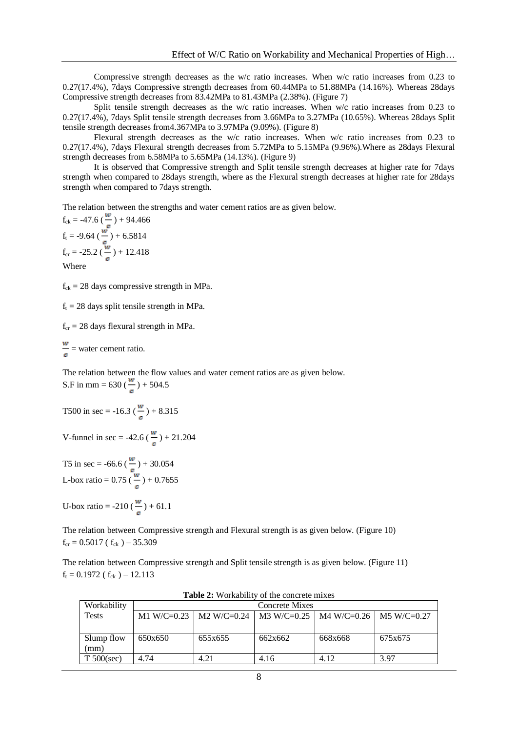Compressive strength decreases as the w/c ratio increases. When w/c ratio increases from 0.23 to 0.27(17.4%), 7days Compressive strength decreases from 60.44MPa to 51.88MPa (14.16%). Whereas 28days Compressive strength decreases from 83.42MPa to 81.43MPa (2.38%). (Figure 7)

Split tensile strength decreases as the w/c ratio increases. When w/c ratio increases from 0.23 to 0.27(17.4%), 7days Split tensile strength decreases from 3.66MPa to 3.27MPa (10.65%). Whereas 28days Split tensile strength decreases from4.367MPa to 3.97MPa (9.09%). (Figure 8)

Flexural strength decreases as the w/c ratio increases. When w/c ratio increases from 0.23 to 0.27(17.4%), 7days Flexural strength decreases from 5.72MPa to 5.15MPa (9.96%).Where as 28days Flexural strength decreases from 6.58MPa to 5.65MPa (14.13%). (Figure 9)

It is observed that Compressive strength and Split tensile strength decreases at higher rate for 7days strength when compared to 28days strength, where as the Flexural strength decreases at higher rate for 28days strength when compared to 7days strength.

The relation between the strengths and water cement ratios are as given below.

$f_{ck} = -47.6 \left(\frac{w}{c}\right) + 94.466$

$f_t = -9.64 \left(\frac{w}{c}\right) + 6.5814$

$f_{cr} = -25.2 \left(\frac{w}{c}\right) + 12.418$

Where

$f_{ck}$ = 28 days compressive strength in MPa.

$f_t$ = 28 days split tensile strength in MPa.

$f_{cr}$ = 28 days flexural strength in MPa.

$\frac{w}{c}$ = water cement ratio.

The relation between the flow values and water cement ratios are as given below.

S.F in mm = $630 \left(\frac{w}{c}\right) + 504.5$

T500 in sec = $-16.3 \left(\frac{w}{c}\right) + 8.315$

V-funnel in sec = $-42.6 \left(\frac{w}{c}\right) + 21.204$

T5 in sec = $-66.6 \left(\frac{w}{c}\right) + 30.054$

L-box ratio = $0.75 \left(\frac{w}{c}\right) + 0.7655$

U-box ratio = $-210 \left(\frac{w}{c}\right) + 61.1$

The relation between Compressive strength and Flexural strength is as given below. (Figure 10)

$f_{cr} = 0.5017 ( f_{ck} ) – 35.309$

The relation between Compressive strength and Split tensile strength is as given below. (Figure 11)

$f_t = 0.1972 ( f_{ck} ) – 12.113$

**Table 2:** Workability of the concrete mixes

| Workability Tests | Concrete Mixes | | | | |
|---|---|---|---|---|---|
| | M1 W/C=0.23 | M2 W/C=0.24 | M3 W/C=0.25 | M4 W/C=0.26 | M5 W/C=0.27 |
| Slump flow (mm) | 650x650 | 655x655 | 662x662 | 668x668 | 675x675 |
| T 500(sec) | 4.74 | 4.21 | 4.16 | 4.12 | 3.97 |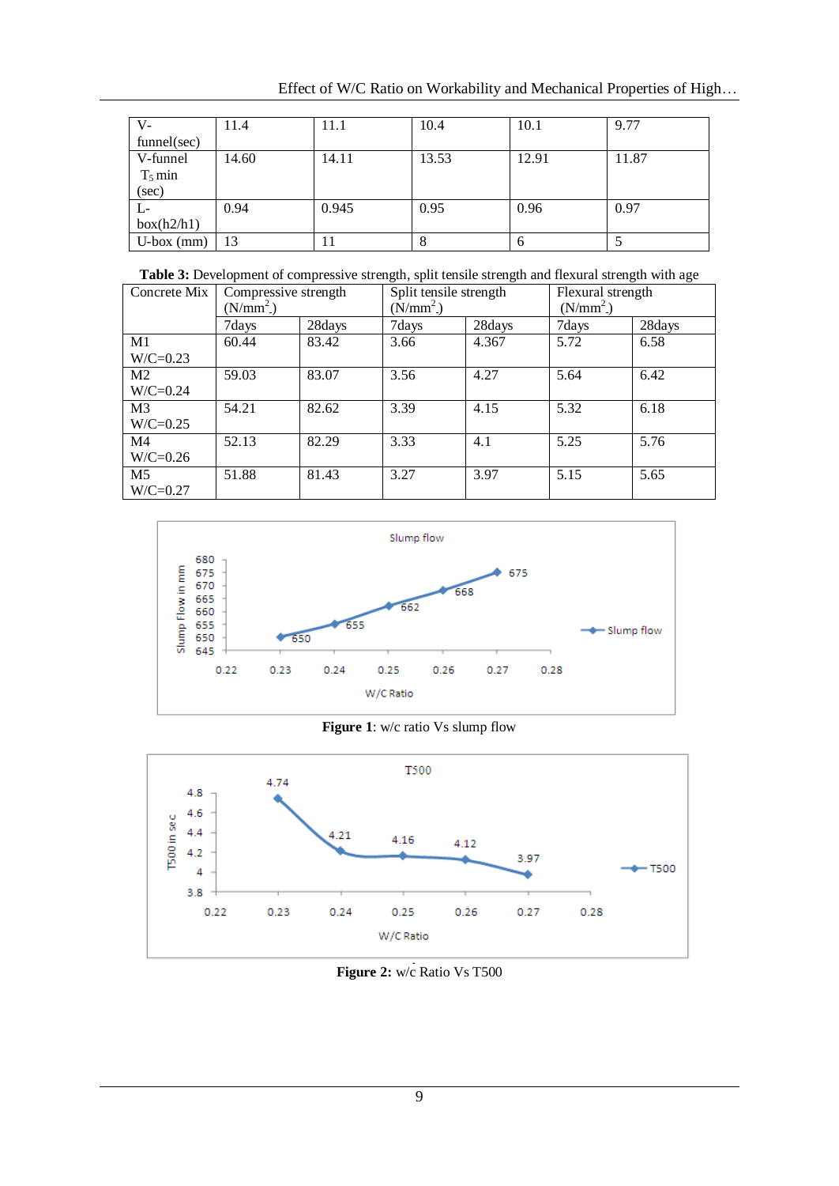| V-funnel(sec) | 11.4 | 11.1 | 10.4 | 10.1 | 9.77 |
|---|---|---|---|---|---|
| V-funnel $T_5$ min (sec) | 14.60 | 14.11 | 13.53 | 12.91 | 11.87 |
| L-box(h2/h1) | 0.94 | 0.945 | 0.95 | 0.96 | 0.97 |
| U-box (mm) | 13 | 11 | 8 | 6 | 5 |

**Table 3:** Development of compressive strength, split tensile strength and flexural strength with age

| Concrete Mix | Compressive strength ($N/mm^2$) | | Split tensile strength ($N/mm^2$) | | Flexural strength ($N/mm^2$) | |
|---|---|---|---|---|---|---|
| | 7days | 28days | 7days | 28days | 7days | 28days |
| M1 W/C=0.23 | 60.44 | 83.42 | 3.66 | 4.367 | 5.72 | 6.58 |
| M2 W/C=0.24 | 59.03 | 83.07 | 3.56 | 4.27 | 5.64 | 6.42 |
| M3 W/C=0.25 | 54.21 | 82.62 | 3.39 | 4.15 | 5.32 | 6.18 |
| M4 W/C=0.26 | 52.13 | 82.29 | 3.33 | 4.1 | 5.25 | 5.76 |
| M5 W/C=0.27 | 51.88 | 81.43 | 3.27 | 3.97 | 5.15 | 5.65 |

**Figure 1**: w/c ratio Vs slump flow

**Figure 2:** w/c Ratio Vs T500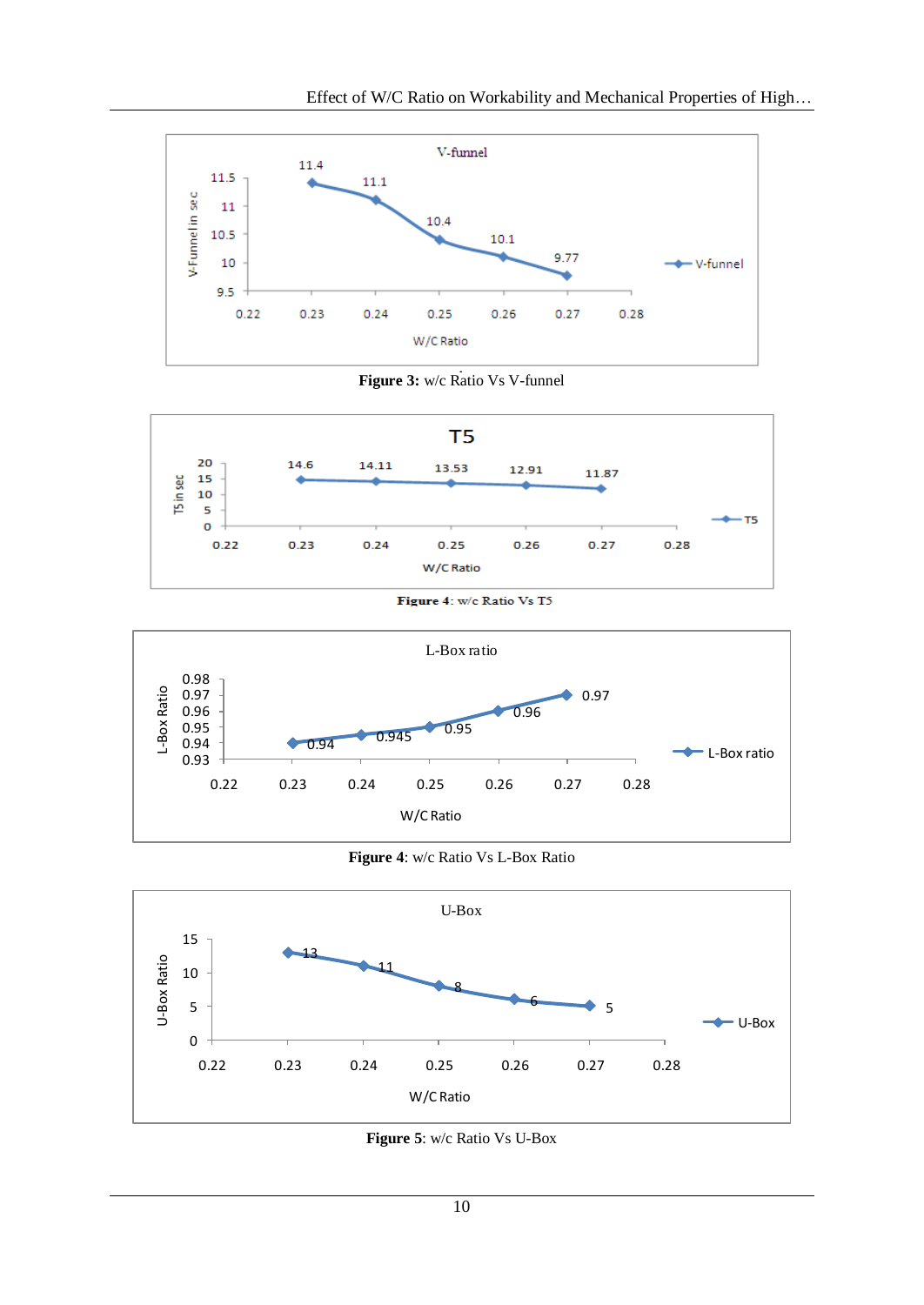Figure 3: w/c Ratio Vs V-funnel

Figure 4: w/c Ratio Vs T5

Figure 4: w/c Ratio Vs L-Box Ratio

Figure 5: w/c Ratio Vs U-Box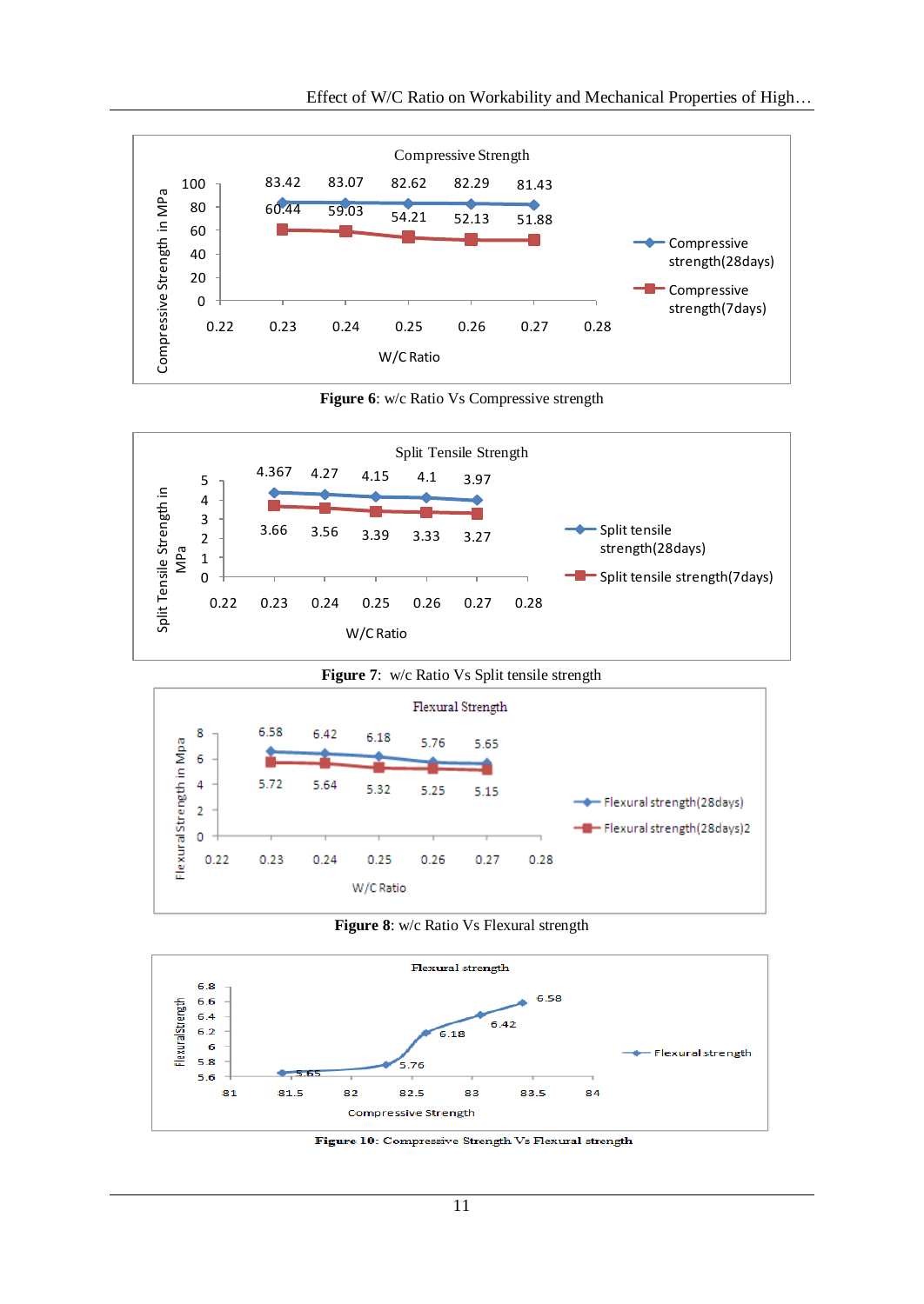**Figure 6**: w/c Ratio Vs Compressive strength

**Figure 7**: w/c Ratio Vs Split tensile strength

**Figure 8**: w/c Ratio Vs Flexural strength

**Figure 10**: Compressive Strength Vs Flexural strength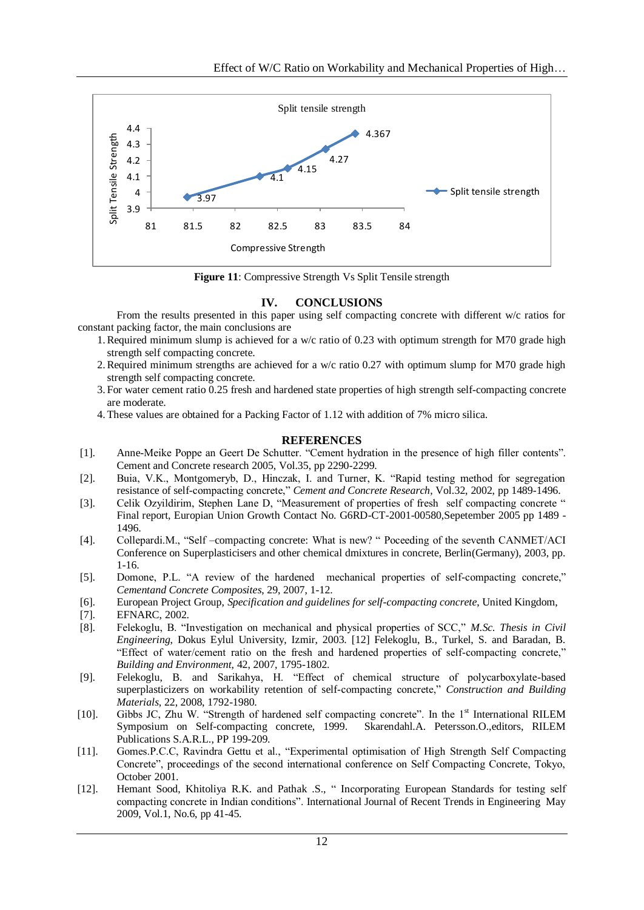Figure 11: Compressive Strength Vs Split Tensile strength

## IV. CONCLUSIONS

From the results presented in this paper using self compacting concrete with different w/c ratios for constant packing factor, the main conclusions are

1. Required minimum slump is achieved for a w/c ratio of 0.23 with optimum strength for M70 grade high strength self compacting concrete.
2. Required minimum strengths are achieved for a w/c ratio 0.27 with optimum slump for M70 grade high strength self compacting concrete.
3. For water cement ratio 0.25 fresh and hardened state properties of high strength self-compacting concrete are moderate.
4. These values are obtained for a Packing Factor of 1.12 with addition of 7% micro silica.

## REFERENCES

[1]. Anne-Meike Poppe an Geert De Schutter. "Cement hydration in the presence of high filler contents". Cement and Concrete research 2005, Vol.35, pp 2290-2299.

[2]. Buia, V.K., Montgomeryb, D., Hinczak, I. and Turner, K. "Rapid testing method for segregation resistance of self-compacting concrete," *Cement and Concrete Research*, Vol.32, 2002, pp 1489-1496.

[3]. Celik Ozyildirim, Stephen Lane D, "Measurement of properties of fresh self compacting concrete " Final report, Europian Union Growth Contact No. G6RD-CT-2001-00580,Sepetember 2005 pp 1489 - 1496.

[4]. Collepardi.M., "Self –compacting concrete: What is new? " Poceeding of the seventh CANMET/ACI Conference on Superplasticisers and other chemical dmixtures in concrete, Berlin(Germany), 2003, pp. 1-16.

[5]. Domone, P.L. "A review of the hardened mechanical properties of self-compacting concrete," *Cementand Concrete Composites*, 29, 2007, 1-12.

[6]. European Project Group, *Specification and guidelines for self-compacting concrete*, United Kingdom,

[7]. EFNARC, 2002.

[8]. Felekoglu, B. "Investigation on mechanical and physical properties of SCC," *M.Sc. Thesis in Civil Engineering*, Dokus Eylul University, Izmir, 2003. [12] Felekoglu, B., Turkel, S. and Baradan, B. "Effect of water/cement ratio on the fresh and hardened properties of self-compacting concrete," *Building and Environment*, 42, 2007, 1795-1802.

[9]. Felekoglu, B. and Sarikahya, H. "Effect of chemical structure of polycarboxylate-based superplasticizers on workability retention of self-compacting concrete," *Construction and Building Materials*, 22, 2008, 1792-1980.

[10]. Gibbs JC, Zhu W. "Strength of hardened self compacting concrete". In the 1st International RILEM Symposium on Self-compacting concrete, 1999. Skarendahl.A. Petersson.O.,editors, RILEM Publications S.A.R.L., PP 199-209.

[11]. Gomes.P.C.C, Ravindra Gettu et al., "Experimental optimisation of High Strength Self Compacting Concrete", proceedings of the second international conference on Self Compacting Concrete, Tokyo, October 2001.

[12]. Hemant Sood, Khitoliya R.K. and Pathak .S., " Incorporating European Standards for testing self compacting concrete in Indian conditions". International Journal of Recent Trends in Engineering May 2009, Vol.1, No.6, pp 41-45.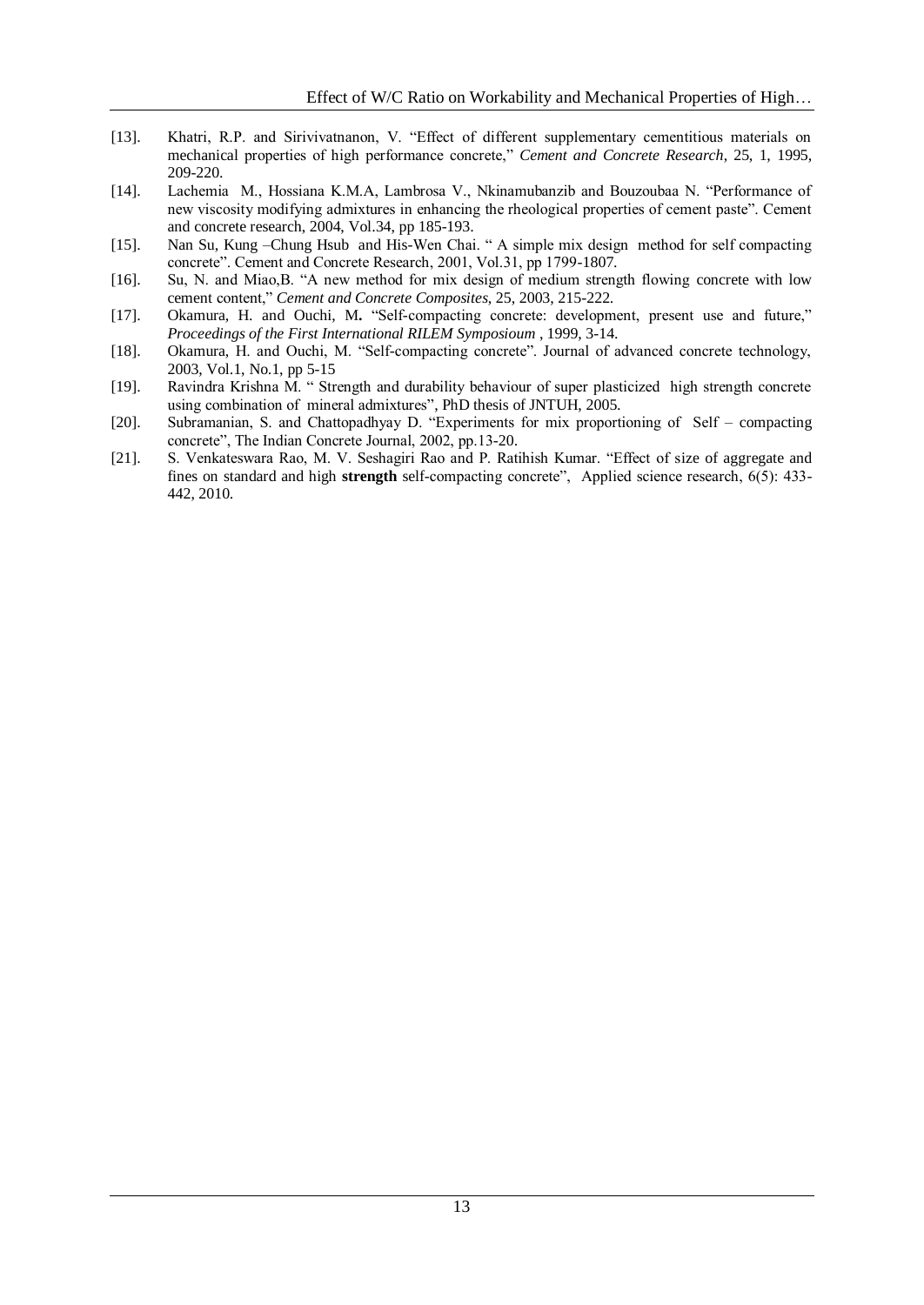[13]. Khatri, R.P. and Sirivivatnanon, V. "Effect of different supplementary cementitious materials on mechanical properties of high performance concrete," *Cement and Concrete Research*, 25, 1, 1995, 209-220.

[14]. Lachemia M., Hossiana K.M.A, Lambrosa V., Nkinamubanzib and Bouzoubaa N. "Performance of new viscosity modifying admixtures in enhancing the rheological properties of cement paste". Cement and concrete research, 2004, Vol.34, pp 185-193.

[15]. Nan Su, Kung –Chung Hsub and His-Wen Chai. " A simple mix design method for self compacting concrete". Cement and Concrete Research, 2001, Vol.31, pp 1799-1807.

[16]. Su, N. and Miao,B. "A new method for mix design of medium strength flowing concrete with low cement content," *Cement and Concrete Composites*, 25, 2003, 215-222.

[17]. Okamura, H. and Ouchi, M**.** "Self-compacting concrete: development, present use and future," *Proceedings of the First International RILEM Symposioum* , 1999, 3-14.

[18]. Okamura, H. and Ouchi, M. "Self-compacting concrete". Journal of advanced concrete technology, 2003, Vol.1, No.1, pp 5-15

[19]. Ravindra Krishna M. " Strength and durability behaviour of super plasticized high strength concrete using combination of mineral admixtures", PhD thesis of JNTUH, 2005.

[20]. Subramanian, S. and Chattopadhyay D. "Experiments for mix proportioning of Self – compacting concrete", The Indian Concrete Journal, 2002, pp.13-20.

[21]. S. Venkateswara Rao, M. V. Seshagiri Rao and P. Ratihish Kumar. "Effect of size of aggregate and fines on standard and high **strength** self-compacting concrete", Applied science research, 6(5): 433-442, 2010.